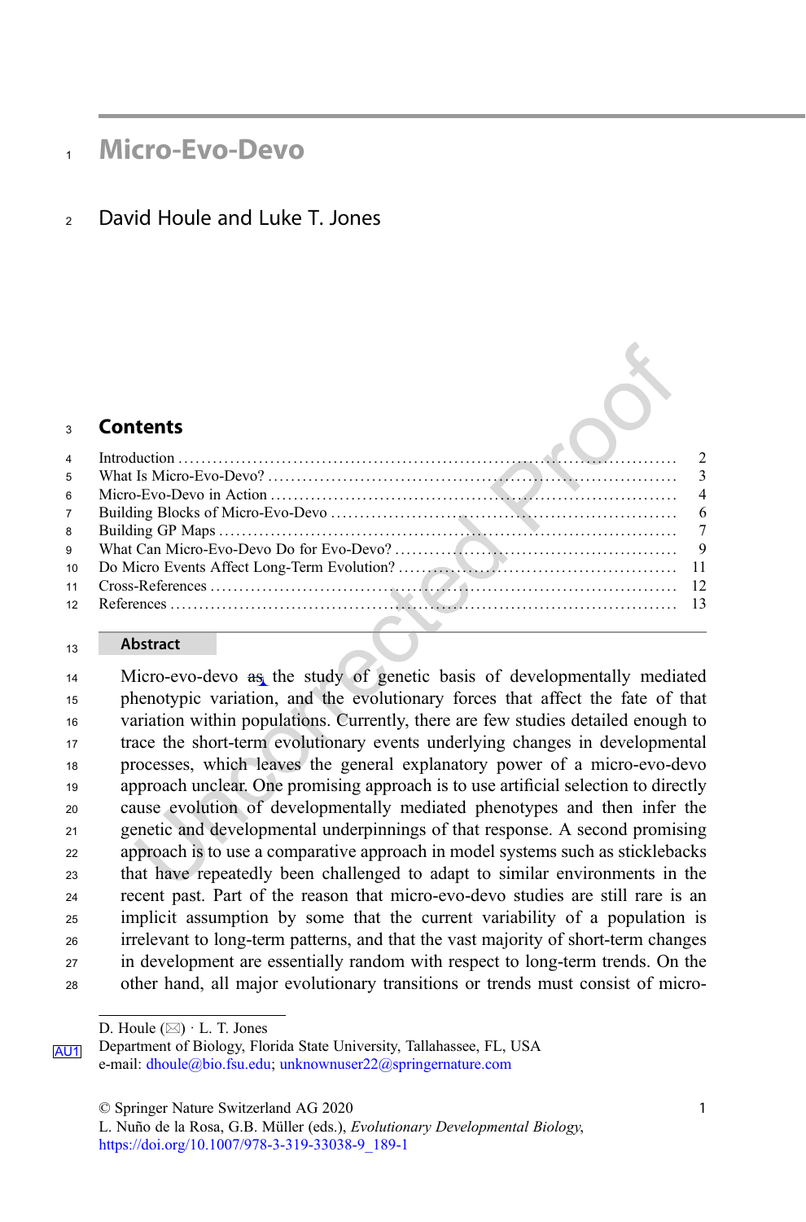# Micro-Evo-Devo

David Houle and Luke T. Jones

## Contents

| | |
|---|---|
| Introduction | 2 |
| What Is Micro-Evo-Devo? | 3 |
| Micro-Evo-Devo in Action | 4 |
| Building Blocks of Micro-Evo-Devo | 6 |
| Building GP Maps | 7 |
| What Can Micro-Evo-Devo Do for Evo-Devo? | 9 |
| Do Micro Events Affect Long-Term Evolution? | 11 |
| Cross-References | 12 |
| References | 13 |

## Abstract

Micro-evo-devo as the study of genetic basis of developmentally mediated phenotypic variation, and the evolutionary forces that affect the fate of that variation within populations. Currently, there are few studies detailed enough to trace the short-term evolutionary events underlying changes in developmental processes, which leaves the general explanatory power of a micro-evo-devo approach unclear. One promising approach is to use artificial selection to directly cause evolution of developmentally mediated phenotypes and then infer the genetic and developmental underpinnings of that response. A second promising approach is to use a comparative approach in model systems such as sticklebacks that have repeatedly been challenged to adapt to similar environments in the recent past. Part of the reason that micro-evo-devo studies are still rare is an implicit assumption by some that the current variability of a population is irrelevant to long-term patterns, and that the vast majority of short-term changes in development are essentially random with respect to long-term trends. On the other hand, all major evolutionary transitions or trends must consist of micro-

---

D. Houle (✉) · L. T. Jones
Department of Biology, Florida State University, Tallahassee, FL, USA
e-mail: dhoule@bio.fsu.edu; unknownuser22@springernature.com

© Springer Nature Switzerland AG 2020
L. Nuño de la Rosa, G.B. Müller (eds.), *Evolutionary Developmental Biology*,
https://doi.org/10.1007/978-3-319-33038-9_189-1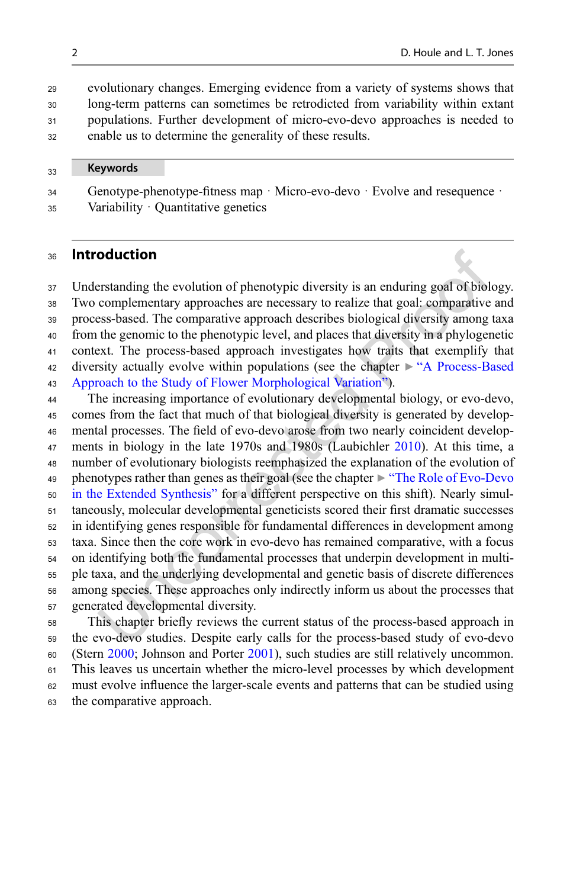evolutionary changes. Emerging evidence from a variety of systems shows that long-term patterns can sometimes be retrodicted from variability within extant populations. Further development of micro-evo-devo approaches is needed to enable us to determine the generality of these results.

**Keywords**

Genotype-phenotype-fitness map · Micro-evo-devo · Evolve and resequence · Variability · Quantitative genetics

## Introduction

Understanding the evolution of phenotypic diversity is an enduring goal of biology. Two complementary approaches are necessary to realize that goal: comparative and process-based. The comparative approach describes biological diversity among taxa from the genomic to the phenotypic level, and places that diversity in a phylogenetic context. The process-based approach investigates how traits that exemplify that diversity actually evolve within populations (see the chapter ▶ "A Process-Based Approach to the Study of Flower Morphological Variation").

The increasing importance of evolutionary developmental biology, or evo-devo, comes from the fact that much of that biological diversity is generated by developmental processes. The field of evo-devo arose from two nearly coincident developments in biology in the late 1970s and 1980s (Laubichler 2010). At this time, a number of evolutionary biologists reemphasized the explanation of the evolution of phenotypes rather than genes as their goal (see the chapter ▶ "The Role of Evo-Devo in the Extended Synthesis" for a different perspective on this shift). Nearly simultaneously, molecular developmental geneticists scored their first dramatic successes in identifying genes responsible for fundamental differences in development among taxa. Since then the core work in evo-devo has remained comparative, with a focus on identifying both the fundamental processes that underpin development in multiple taxa, and the underlying developmental and genetic basis of discrete differences among species. These approaches only indirectly inform us about the processes that generated developmental diversity.

This chapter briefly reviews the current status of the process-based approach in the evo-devo studies. Despite early calls for the process-based study of evo-devo (Stern 2000; Johnson and Porter 2001), such studies are still relatively uncommon. This leaves us uncertain whether the micro-level processes by which development must evolve influence the larger-scale events and patterns that can be studied using the comparative approach.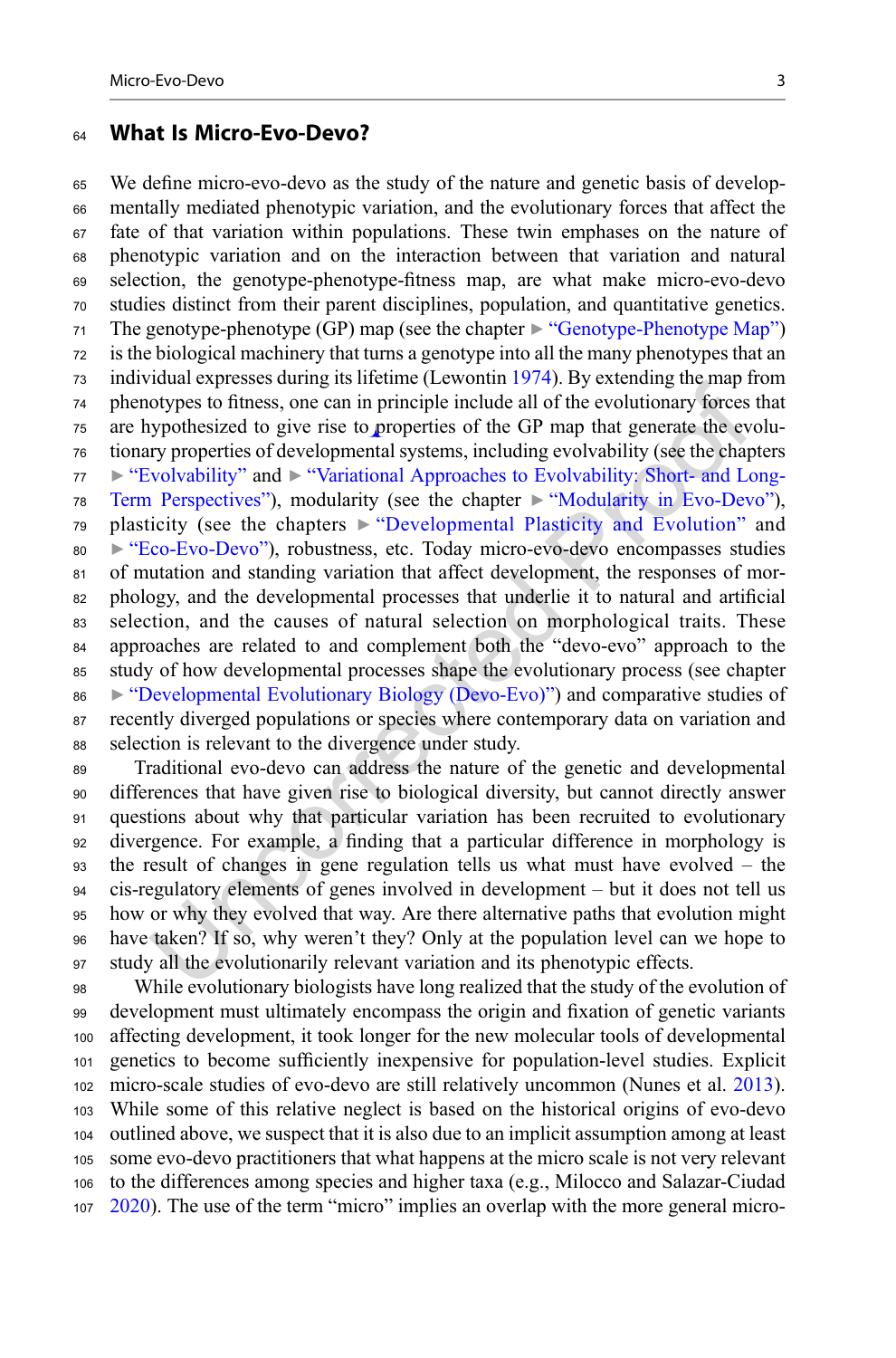## What Is Micro-Evo-Devo?

We define micro-evo-devo as the study of the nature and genetic basis of developmentally mediated phenotypic variation, and the evolutionary forces that affect the fate of that variation within populations. These twin emphases on the nature of phenotypic variation and on the interaction between that variation and natural selection, the genotype-phenotype-fitness map, are what make micro-evo-devo studies distinct from their parent disciplines, population, and quantitative genetics. The genotype-phenotype (GP) map (see the chapter ▶ "Genotype-Phenotype Map") is the biological machinery that turns a genotype into all the many phenotypes that an individual expresses during its lifetime (Lewontin 1974). By extending the map from phenotypes to fitness, one can in principle include all of the evolutionary forces that are hypothesized to give rise to properties of the GP map that generate the evolutionary properties of developmental systems, including evolvability (see the chapters ▶ "Evolvability" and ▶ "Variational Approaches to Evolvability: Short- and Long-Term Perspectives"), modularity (see the chapter ▶ "Modularity in Evo-Devo"), plasticity (see the chapters ▶ "Developmental Plasticity and Evolution" and ▶ "Eco-Evo-Devo"), robustness, etc. Today micro-evo-devo encompasses studies of mutation and standing variation that affect development, the responses of morphology, and the developmental processes that underlie it to natural and artificial selection, and the causes of natural selection on morphological traits. These approaches are related to and complement both the "devo-evo" approach to the study of how developmental processes shape the evolutionary process (see chapter ▶ "Developmental Evolutionary Biology (Devo-Evo)") and comparative studies of recently diverged populations or species where contemporary data on variation and selection is relevant to the divergence under study.

Traditional evo-devo can address the nature of the genetic and developmental differences that have given rise to biological diversity, but cannot directly answer questions about why that particular variation has been recruited to evolutionary divergence. For example, a finding that a particular difference in morphology is the result of changes in gene regulation tells us what must have evolved – the cis-regulatory elements of genes involved in development – but it does not tell us how or why they evolved that way. Are there alternative paths that evolution might have taken? If so, why weren't they? Only at the population level can we hope to study all the evolutionarily relevant variation and its phenotypic effects.

While evolutionary biologists have long realized that the study of the evolution of development must ultimately encompass the origin and fixation of genetic variants affecting development, it took longer for the new molecular tools of developmental genetics to become sufficiently inexpensive for population-level studies. Explicit micro-scale studies of evo-devo are still relatively uncommon (Nunes et al. 2013). While some of this relative neglect is based on the historical origins of evo-devo outlined above, we suspect that it is also due to an implicit assumption among at least some evo-devo practitioners that what happens at the micro scale is not very relevant to the differences among species and higher taxa (e.g., Milocco and Salazar-Ciudad 2020). The use of the term "micro" implies an overlap with the more general micro-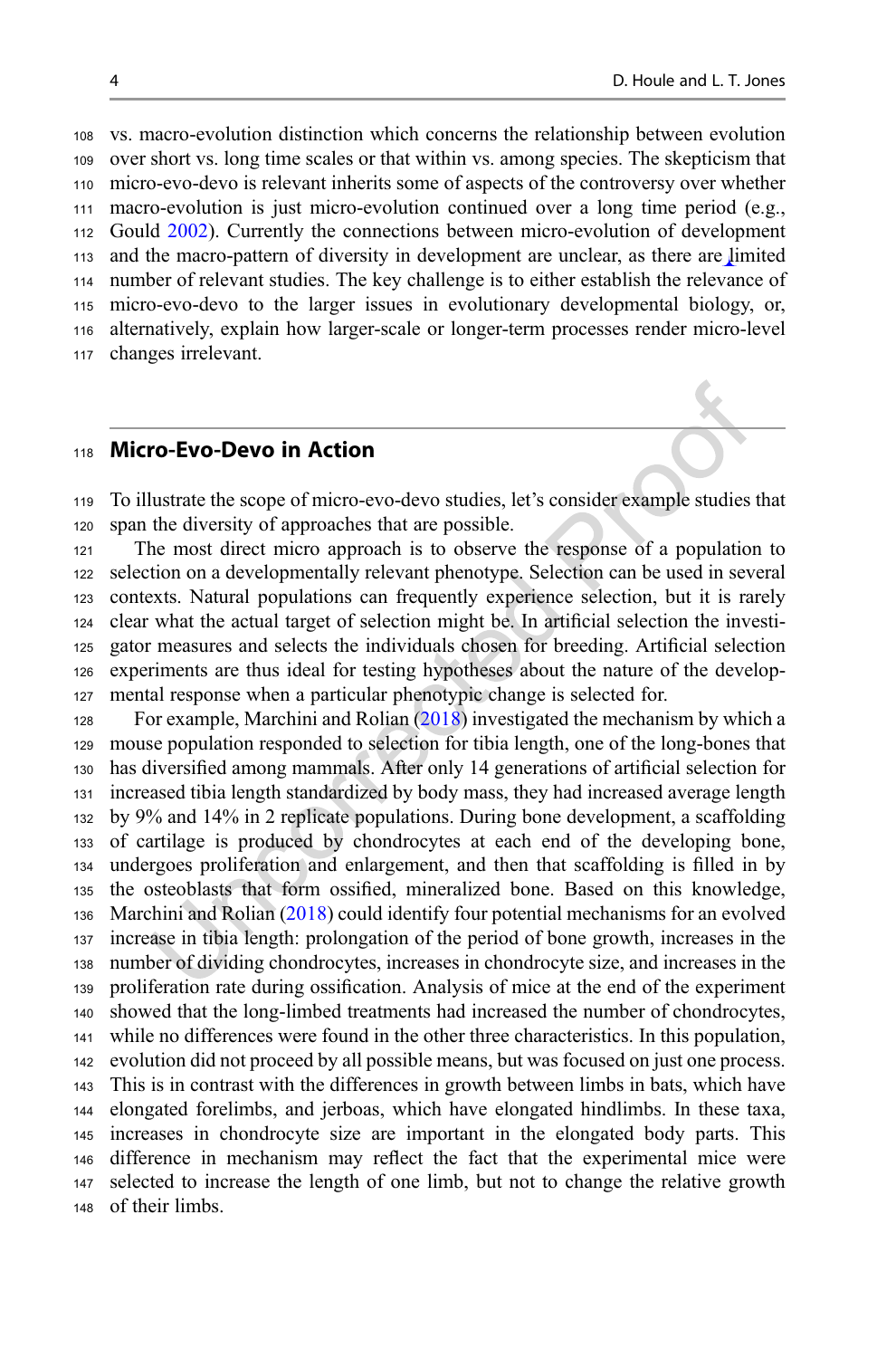vs. macro-evolution distinction which concerns the relationship between evolution over short vs. long time scales or that within vs. among species. The skepticism that micro-evo-devo is relevant inherits some of aspects of the controversy over whether macro-evolution is just micro-evolution continued over a long time period (e.g., Gould 2002). Currently the connections between micro-evolution of development and the macro-pattern of diversity in development are unclear, as there are limited number of relevant studies. The key challenge is to either establish the relevance of micro-evo-devo to the larger issues in evolutionary developmental biology, or, alternatively, explain how larger-scale or longer-term processes render micro-level changes irrelevant.

## Micro-Evo-Devo in Action

To illustrate the scope of micro-evo-devo studies, let's consider example studies that span the diversity of approaches that are possible.

The most direct micro approach is to observe the response of a population to selection on a developmentally relevant phenotype. Selection can be used in several contexts. Natural populations can frequently experience selection, but it is rarely clear what the actual target of selection might be. In artificial selection the investigator measures and selects the individuals chosen for breeding. Artificial selection experiments are thus ideal for testing hypotheses about the nature of the developmental response when a particular phenotypic change is selected for.

For example, Marchini and Rolian (2018) investigated the mechanism by which a mouse population responded to selection for tibia length, one of the long-bones that has diversified among mammals. After only 14 generations of artificial selection for increased tibia length standardized by body mass, they had increased average length by 9% and 14% in 2 replicate populations. During bone development, a scaffolding of cartilage is produced by chondrocytes at each end of the developing bone, undergoes proliferation and enlargement, and then that scaffolding is filled in by the osteoblasts that form ossified, mineralized bone. Based on this knowledge, Marchini and Rolian (2018) could identify four potential mechanisms for an evolved increase in tibia length: prolongation of the period of bone growth, increases in the number of dividing chondrocytes, increases in chondrocyte size, and increases in the proliferation rate during ossification. Analysis of mice at the end of the experiment showed that the long-limbed treatments had increased the number of chondrocytes, while no differences were found in the other three characteristics. In this population, evolution did not proceed by all possible means, but was focused on just one process. This is in contrast with the differences in growth between limbs in bats, which have elongated forelimbs, and jerboas, which have elongated hindlimbs. In these taxa, increases in chondrocyte size are important in the elongated body parts. This difference in mechanism may reflect the fact that the experimental mice were selected to increase the length of one limb, but not to change the relative growth of their limbs.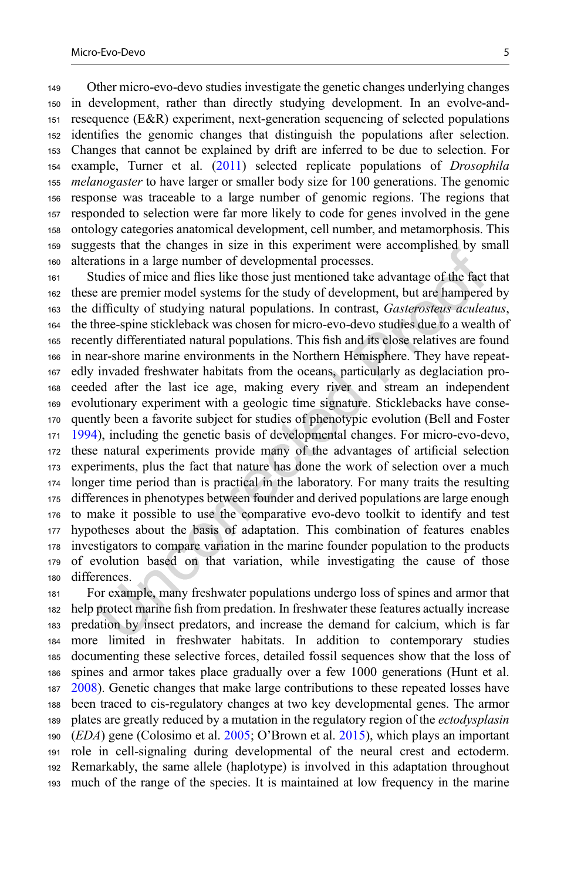Other micro-evo-devo studies investigate the genetic changes underlying changes in development, rather than directly studying development. In an evolve-and-resequence (E&R) experiment, next-generation sequencing of selected populations identifies the genomic changes that distinguish the populations after selection. Changes that cannot be explained by drift are inferred to be due to selection. For example, Turner et al. (2011) selected replicate populations of *Drosophila melanogaster* to have larger or smaller body size for 100 generations. The genomic response was traceable to a large number of genomic regions. The regions that responded to selection were far more likely to code for genes involved in the gene ontology categories anatomical development, cell number, and metamorphosis. This suggests that the changes in size in this experiment were accomplished by small alterations in a large number of developmental processes.

Studies of mice and flies like those just mentioned take advantage of the fact that these are premier model systems for the study of development, but are hampered by the difficulty of studying natural populations. In contrast, *Gasterosteus aculeatus*, the three-spine stickleback was chosen for micro-evo-devo studies due to a wealth of recently differentiated natural populations. This fish and its close relatives are found in near-shore marine environments in the Northern Hemisphere. They have repeatedly invaded freshwater habitats from the oceans, particularly as deglaciation proceeded after the last ice age, making every river and stream an independent evolutionary experiment with a geologic time signature. Sticklebacks have consequently been a favorite subject for studies of phenotypic evolution (Bell and Foster 1994), including the genetic basis of developmental changes. For micro-evo-devo, these natural experiments provide many of the advantages of artificial selection experiments, plus the fact that nature has done the work of selection over a much longer time period than is practical in the laboratory. For many traits the resulting differences in phenotypes between founder and derived populations are large enough to make it possible to use the comparative evo-devo toolkit to identify and test hypotheses about the basis of adaptation. This combination of features enables investigators to compare variation in the marine founder population to the products of evolution based on that variation, while investigating the cause of those differences.

For example, many freshwater populations undergo loss of spines and armor that help protect marine fish from predation. In freshwater these features actually increase predation by insect predators, and increase the demand for calcium, which is far more limited in freshwater habitats. In addition to contemporary studies documenting these selective forces, detailed fossil sequences show that the loss of spines and armor takes place gradually over a few 1000 generations (Hunt et al. 2008). Genetic changes that make large contributions to these repeated losses have been traced to cis-regulatory changes at two key developmental genes. The armor plates are greatly reduced by a mutation in the regulatory region of the *ectodysplasin* (*EDA*) gene (Colosimo et al. 2005; O'Brown et al. 2015), which plays an important role in cell-signaling during developmental of the neural crest and ectoderm. Remarkably, the same allele (haplotype) is involved in this adaptation throughout much of the range of the species. It is maintained at low frequency in the marine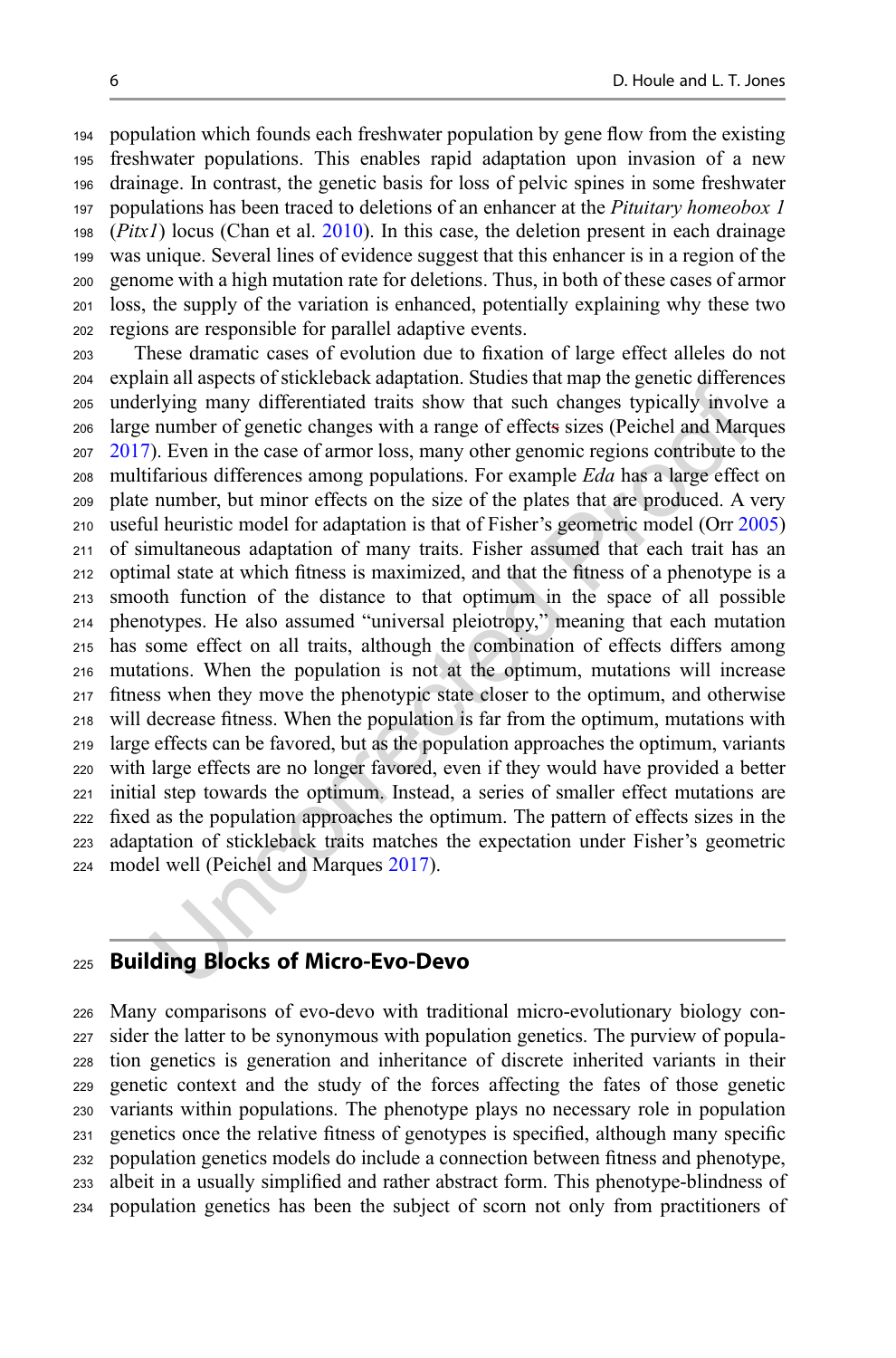population which founds each freshwater population by gene flow from the existing freshwater populations. This enables rapid adaptation upon invasion of a new drainage. In contrast, the genetic basis for loss of pelvic spines in some freshwater populations has been traced to deletions of an enhancer at the *Pituitary homeobox 1* (*Pitx1*) locus (Chan et al. 2010). In this case, the deletion present in each drainage was unique. Several lines of evidence suggest that this enhancer is in a region of the genome with a high mutation rate for deletions. Thus, in both of these cases of armor loss, the supply of the variation is enhanced, potentially explaining why these two regions are responsible for parallel adaptive events.

These dramatic cases of evolution due to fixation of large effect alleles do not explain all aspects of stickleback adaptation. Studies that map the genetic differences underlying many differentiated traits show that such changes typically involve a large number of genetic changes with a range of effects sizes (Peichel and Marques 2017). Even in the case of armor loss, many other genomic regions contribute to the multifarious differences among populations. For example *Eda* has a large effect on plate number, but minor effects on the size of the plates that are produced. A very useful heuristic model for adaptation is that of Fisher's geometric model (Orr 2005) of simultaneous adaptation of many traits. Fisher assumed that each trait has an optimal state at which fitness is maximized, and that the fitness of a phenotype is a smooth function of the distance to that optimum in the space of all possible phenotypes. He also assumed "universal pleiotropy," meaning that each mutation has some effect on all traits, although the combination of effects differs among mutations. When the population is not at the optimum, mutations will increase fitness when they move the phenotypic state closer to the optimum, and otherwise will decrease fitness. When the population is far from the optimum, mutations with large effects can be favored, but as the population approaches the optimum, variants with large effects are no longer favored, even if they would have provided a better initial step towards the optimum. Instead, a series of smaller effect mutations are fixed as the population approaches the optimum. The pattern of effects sizes in the adaptation of stickleback traits matches the expectation under Fisher's geometric model well (Peichel and Marques 2017).

## Building Blocks of Micro-Evo-Devo

Many comparisons of evo-devo with traditional micro-evolutionary biology consider the latter to be synonymous with population genetics. The purview of population genetics is generation and inheritance of discrete inherited variants in their genetic context and the study of the forces affecting the fates of those genetic variants within populations. The phenotype plays no necessary role in population genetics once the relative fitness of genotypes is specified, although many specific population genetics models do include a connection between fitness and phenotype, albeit in a usually simplified and rather abstract form. This phenotype-blindness of population genetics has been the subject of scorn not only from practitioners of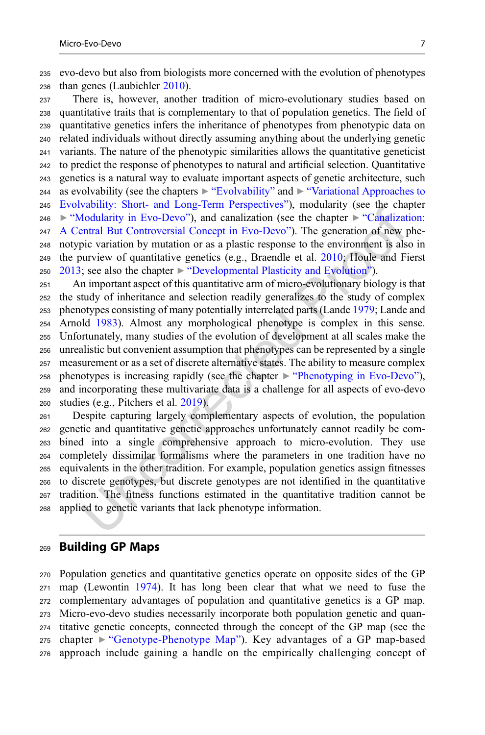evo-devo but also from biologists more concerned with the evolution of phenotypes than genes (Laubichler 2010).

There is, however, another tradition of micro-evolutionary studies based on quantitative traits that is complementary to that of population genetics. The field of quantitative genetics infers the inheritance of phenotypes from phenotypic data on related individuals without directly assuming anything about the underlying genetic variants. The nature of the phenotypic similarities allows the quantitative geneticist to predict the response of phenotypes to natural and artificial selection. Quantitative genetics is a natural way to evaluate important aspects of genetic architecture, such as evolvability (see the chapters ► "Evolvability" and ► "Variational Approaches to Evolvability: Short- and Long-Term Perspectives"), modularity (see the chapter ► "Modularity in Evo-Devo"), and canalization (see the chapter ► "Canalization: A Central But Controversial Concept in Evo-Devo"). The generation of new phenotypic variation by mutation or as a plastic response to the environment is also in the purview of quantitative genetics (e.g., Braendle et al. 2010; Houle and Fierst 2013; see also the chapter ► "Developmental Plasticity and Evolution").

An important aspect of this quantitative arm of micro-evolutionary biology is that the study of inheritance and selection readily generalizes to the study of complex phenotypes consisting of many potentially interrelated parts (Lande 1979; Lande and Arnold 1983). Almost any morphological phenotype is complex in this sense. Unfortunately, many studies of the evolution of development at all scales make the unrealistic but convenient assumption that phenotypes can be represented by a single measurement or as a set of discrete alternative states. The ability to measure complex phenotypes is increasing rapidly (see the chapter ► "Phenotyping in Evo-Devo"), and incorporating these multivariate data is a challenge for all aspects of evo-devo studies (e.g., Pitchers et al. 2019).

Despite capturing largely complementary aspects of evolution, the population genetic and quantitative genetic approaches unfortunately cannot readily be combined into a single comprehensive approach to micro-evolution. They use completely dissimilar formalisms where the parameters in one tradition have no equivalents in the other tradition. For example, population genetics assign fitnesses to discrete genotypes, but discrete genotypes are not identified in the quantitative tradition. The fitness functions estimated in the quantitative tradition cannot be applied to genetic variants that lack phenotype information.

## Building GP Maps

Population genetics and quantitative genetics operate on opposite sides of the GP map (Lewontin 1974). It has long been clear that what we need to fuse the complementary advantages of population and quantitative genetics is a GP map. Micro-evo-devo studies necessarily incorporate both population genetic and quantitative genetic concepts, connected through the concept of the GP map (see the chapter ► "Genotype-Phenotype Map"). Key advantages of a GP map-based approach include gaining a handle on the empirically challenging concept of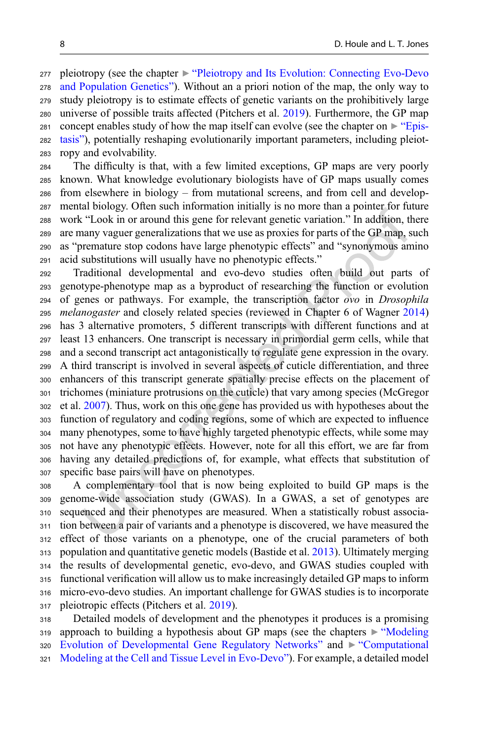pleiotropy (see the chapter ► "Pleiotropy and Its Evolution: Connecting Evo-Devo and Population Genetics"). Without an a priori notion of the map, the only way to study pleiotropy is to estimate effects of genetic variants on the prohibitively large universe of possible traits affected (Pitchers et al. 2019). Furthermore, the GP map concept enables study of how the map itself can evolve (see the chapter on ► "Epistasis"), potentially reshaping evolutionarily important parameters, including pleiotropy and evolvability.

The difficulty is that, with a few limited exceptions, GP maps are very poorly known. What knowledge evolutionary biologists have of GP maps usually comes from elsewhere in biology – from mutational screens, and from cell and developmental biology. Often such information initially is no more than a pointer for future work "Look in or around this gene for relevant genetic variation." In addition, there are many vaguer generalizations that we use as proxies for parts of the GP map, such as "premature stop codons have large phenotypic effects" and "synonymous amino acid substitutions will usually have no phenotypic effects."

Traditional developmental and evo-devo studies often build out parts of genotype-phenotype map as a byproduct of researching the function or evolution of genes or pathways. For example, the transcription factor *ovo* in *Drosophila melanogaster* and closely related species (reviewed in Chapter 6 of Wagner 2014) has 3 alternative promoters, 5 different transcripts with different functions and at least 13 enhancers. One transcript is necessary in primordial germ cells, while that and a second transcript act antagonistically to regulate gene expression in the ovary. A third transcript is involved in several aspects of cuticle differentiation, and three enhancers of this transcript generate spatially precise effects on the placement of trichomes (miniature protrusions on the cuticle) that vary among species (McGregor et al. 2007). Thus, work on this one gene has provided us with hypotheses about the function of regulatory and coding regions, some of which are expected to influence many phenotypes, some to have highly targeted phenotypic effects, while some may not have any phenotypic effects. However, note for all this effort, we are far from having any detailed predictions of, for example, what effects that substitution of specific base pairs will have on phenotypes.

A complementary tool that is now being exploited to build GP maps is the genome-wide association study (GWAS). In a GWAS, a set of genotypes are sequenced and their phenotypes are measured. When a statistically robust association between a pair of variants and a phenotype is discovered, we have measured the effect of those variants on a phenotype, one of the crucial parameters of both population and quantitative genetic models (Bastide et al. 2013). Ultimately merging the results of developmental genetic, evo-devo, and GWAS studies coupled with functional verification will allow us to make increasingly detailed GP maps to inform micro-evo-devo studies. An important challenge for GWAS studies is to incorporate pleiotropic effects (Pitchers et al. 2019).

Detailed models of development and the phenotypes it produces is a promising approach to building a hypothesis about GP maps (see the chapters ► "Modeling Evolution of Developmental Gene Regulatory Networks" and ► "Computational Modeling at the Cell and Tissue Level in Evo-Devo"). For example, a detailed model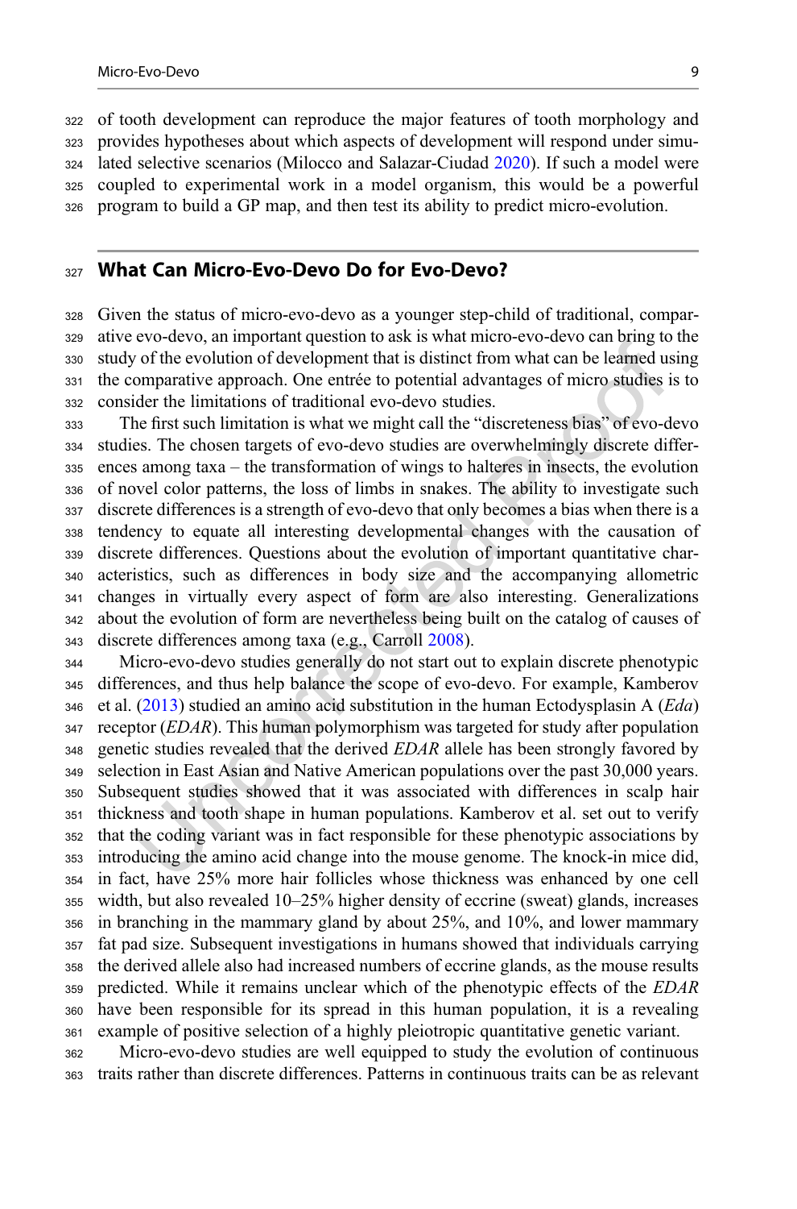of tooth development can reproduce the major features of tooth morphology and provides hypotheses about which aspects of development will respond under simulated selective scenarios (Milocco and Salazar-Ciudad 2020). If such a model were coupled to experimental work in a model organism, this would be a powerful program to build a GP map, and then test its ability to predict micro-evolution.

## What Can Micro-Evo-Devo Do for Evo-Devo?

Given the status of micro-evo-devo as a younger step-child of traditional, comparative evo-devo, an important question to ask is what micro-evo-devo can bring to the study of the evolution of development that is distinct from what can be learned using the comparative approach. One entrée to potential advantages of micro studies is to consider the limitations of traditional evo-devo studies.

The first such limitation is what we might call the "discreteness bias" of evo-devo studies. The chosen targets of evo-devo studies are overwhelmingly discrete differences among taxa – the transformation of wings to halteres in insects, the evolution of novel color patterns, the loss of limbs in snakes. The ability to investigate such discrete differences is a strength of evo-devo that only becomes a bias when there is a tendency to equate all interesting developmental changes with the causation of discrete differences. Questions about the evolution of important quantitative characteristics, such as differences in body size and the accompanying allometric changes in virtually every aspect of form are also interesting. Generalizations about the evolution of form are nevertheless being built on the catalog of causes of discrete differences among taxa (e.g., Carroll 2008).

Micro-evo-devo studies generally do not start out to explain discrete phenotypic differences, and thus help balance the scope of evo-devo. For example, Kamberov et al. (2013) studied an amino acid substitution in the human Ectodysplasin A (*Eda*) receptor (*EDAR*). This human polymorphism was targeted for study after population genetic studies revealed that the derived *EDAR* allele has been strongly favored by selection in East Asian and Native American populations over the past 30,000 years. Subsequent studies showed that it was associated with differences in scalp hair thickness and tooth shape in human populations. Kamberov et al. set out to verify that the coding variant was in fact responsible for these phenotypic associations by introducing the amino acid change into the mouse genome. The knock-in mice did, in fact, have 25% more hair follicles whose thickness was enhanced by one cell width, but also revealed 10–25% higher density of eccrine (sweat) glands, increases in branching in the mammary gland by about 25%, and 10%, and lower mammary fat pad size. Subsequent investigations in humans showed that individuals carrying the derived allele also had increased numbers of eccrine glands, as the mouse results predicted. While it remains unclear which of the phenotypic effects of the *EDAR* have been responsible for its spread in this human population, it is a revealing example of positive selection of a highly pleiotropic quantitative genetic variant.

Micro-evo-devo studies are well equipped to study the evolution of continuous traits rather than discrete differences. Patterns in continuous traits can be as relevant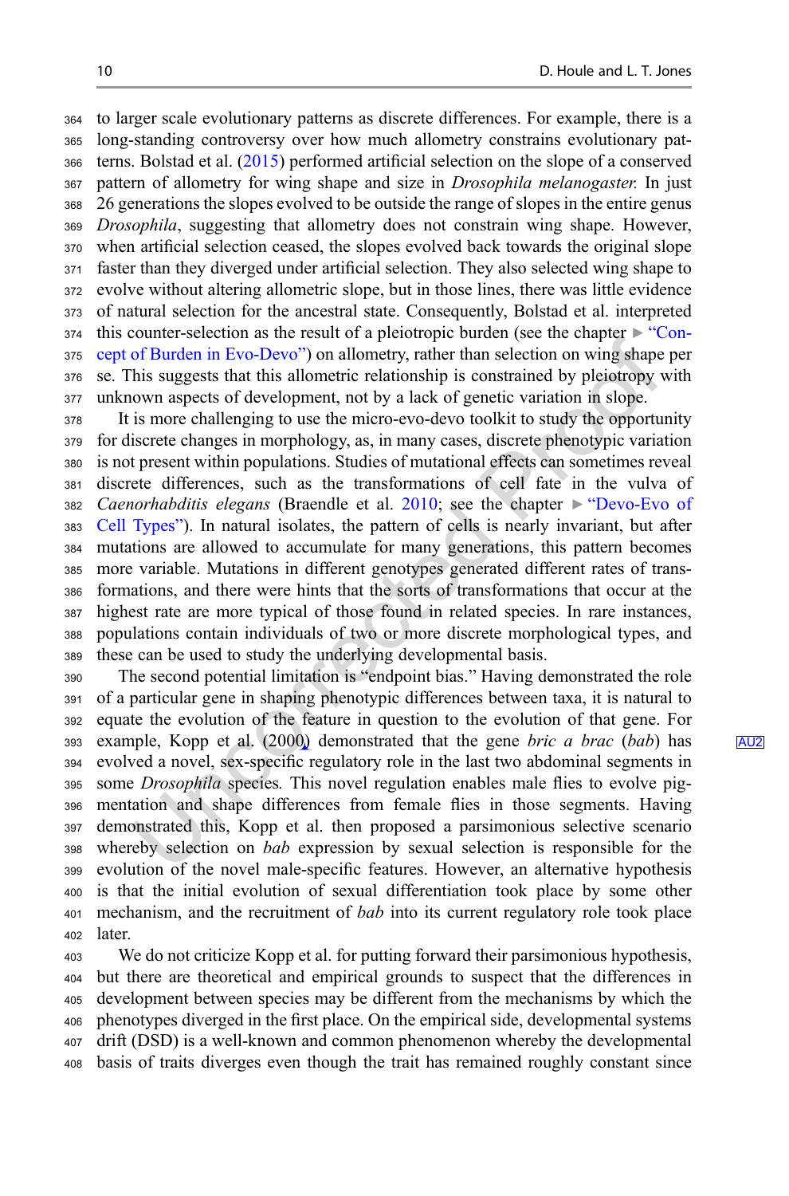to larger scale evolutionary patterns as discrete differences. For example, there is a long-standing controversy over how much allometry constrains evolutionary patterns. Bolstad et al. (2015) performed artificial selection on the slope of a conserved pattern of allometry for wing shape and size in *Drosophila melanogaster.* In just 26 generations the slopes evolved to be outside the range of slopes in the entire genus *Drosophila*, suggesting that allometry does not constrain wing shape. However, when artificial selection ceased, the slopes evolved back towards the original slope faster than they diverged under artificial selection. They also selected wing shape to evolve without altering allometric slope, but in those lines, there was little evidence of natural selection for the ancestral state. Consequently, Bolstad et al. interpreted this counter-selection as the result of a pleiotropic burden (see the chapter ► "Concept of Burden in Evo-Devo") on allometry, rather than selection on wing shape per se. This suggests that this allometric relationship is constrained by pleiotropy with unknown aspects of development, not by a lack of genetic variation in slope.

It is more challenging to use the micro-evo-devo toolkit to study the opportunity for discrete changes in morphology, as, in many cases, discrete phenotypic variation is not present within populations. Studies of mutational effects can sometimes reveal discrete differences, such as the transformations of cell fate in the vulva of *Caenorhabditis elegans* (Braendle et al. 2010; see the chapter ► "Devo-Evo of Cell Types"). In natural isolates, the pattern of cells is nearly invariant, but after mutations are allowed to accumulate for many generations, this pattern becomes more variable. Mutations in different genotypes generated different rates of transformations, and there were hints that the sorts of transformations that occur at the highest rate are more typical of those found in related species. In rare instances, populations contain individuals of two or more discrete morphological types, and these can be used to study the underlying developmental basis.

The second potential limitation is "endpoint bias." Having demonstrated the role of a particular gene in shaping phenotypic differences between taxa, it is natural to equate the evolution of the feature in question to the evolution of that gene. For example, Kopp et al. (2000) demonstrated that the gene *bric a brac* (*bab*) has evolved a novel, sex-specific regulatory role in the last two abdominal segments in some *Drosophila* species. This novel regulation enables male flies to evolve pigmentation and shape differences from female flies in those segments. Having demonstrated this, Kopp et al. then proposed a parsimonious selective scenario whereby selection on *bab* expression by sexual selection is responsible for the evolution of the novel male-specific features. However, an alternative hypothesis is that the initial evolution of sexual differentiation took place by some other mechanism, and the recruitment of *bab* into its current regulatory role took place later.

We do not criticize Kopp et al. for putting forward their parsimonious hypothesis, but there are theoretical and empirical grounds to suspect that the differences in development between species may be different from the mechanisms by which the phenotypes diverged in the first place. On the empirical side, developmental systems drift (DSD) is a well-known and common phenomenon whereby the developmental basis of traits diverges even though the trait has remained roughly constant since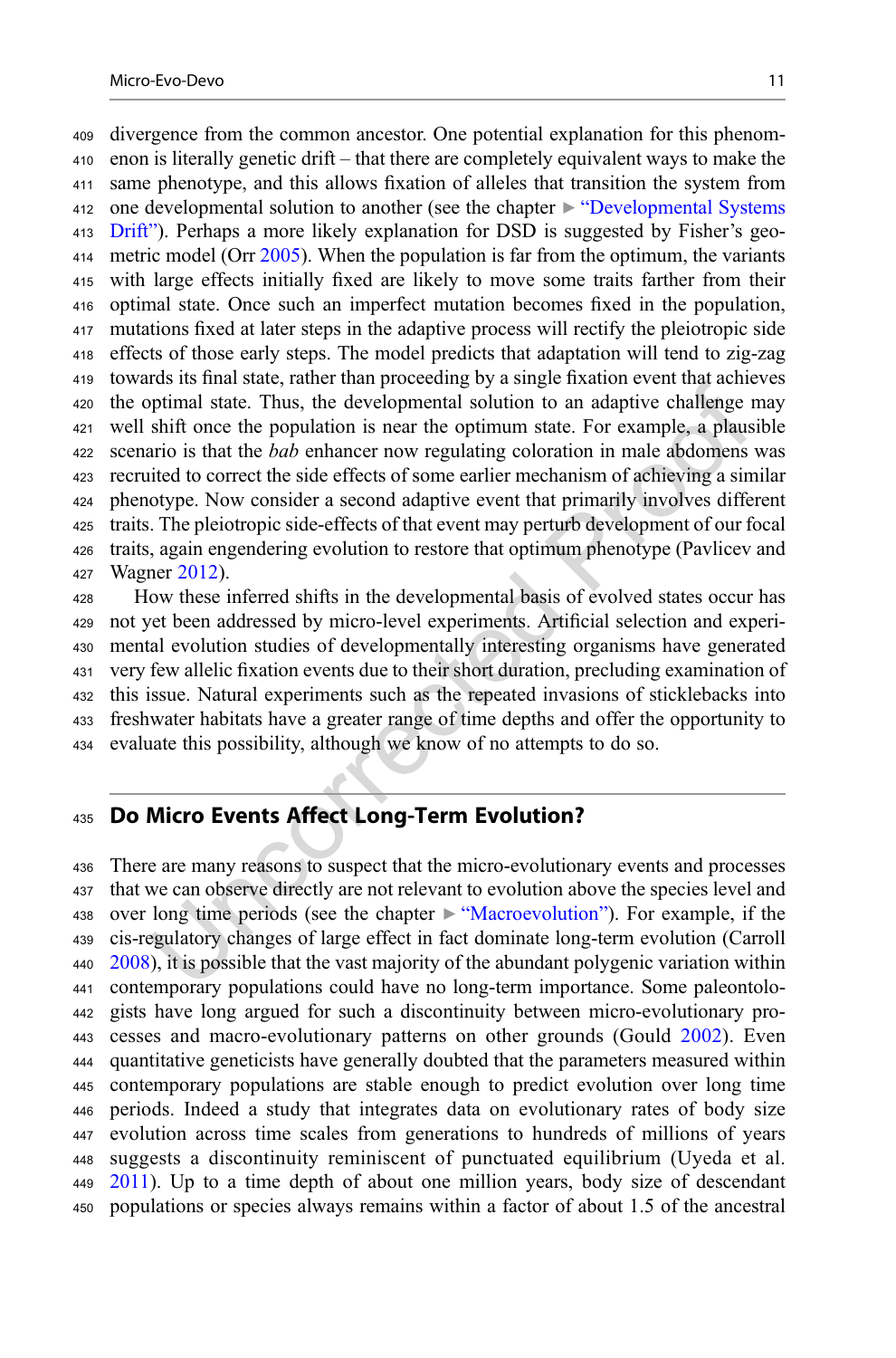divergence from the common ancestor. One potential explanation for this phenomenon is literally genetic drift – that there are completely equivalent ways to make the same phenotype, and this allows fixation of alleles that transition the system from one developmental solution to another (see the chapter ► "Developmental Systems Drift"). Perhaps a more likely explanation for DSD is suggested by Fisher's geometric model (Orr 2005). When the population is far from the optimum, the variants with large effects initially fixed are likely to move some traits farther from their optimal state. Once such an imperfect mutation becomes fixed in the population, mutations fixed at later steps in the adaptive process will rectify the pleiotropic side effects of those early steps. The model predicts that adaptation will tend to zig-zag towards its final state, rather than proceeding by a single fixation event that achieves the optimal state. Thus, the developmental solution to an adaptive challenge may well shift once the population is near the optimum state. For example, a plausible scenario is that the *bab* enhancer now regulating coloration in male abdomens was recruited to correct the side effects of some earlier mechanism of achieving a similar phenotype. Now consider a second adaptive event that primarily involves different traits. The pleiotropic side-effects of that event may perturb development of our focal traits, again engendering evolution to restore that optimum phenotype (Pavlicev and Wagner 2012).

How these inferred shifts in the developmental basis of evolved states occur has not yet been addressed by micro-level experiments. Artificial selection and experimental evolution studies of developmentally interesting organisms have generated very few allelic fixation events due to their short duration, precluding examination of this issue. Natural experiments such as the repeated invasions of sticklebacks into freshwater habitats have a greater range of time depths and offer the opportunity to evaluate this possibility, although we know of no attempts to do so.

## Do Micro Events Affect Long-Term Evolution?

There are many reasons to suspect that the micro-evolutionary events and processes that we can observe directly are not relevant to evolution above the species level and over long time periods (see the chapter ► "Macroevolution"). For example, if the cis-regulatory changes of large effect in fact dominate long-term evolution (Carroll 2008), it is possible that the vast majority of the abundant polygenic variation within contemporary populations could have no long-term importance. Some paleontologists have long argued for such a discontinuity between micro-evolutionary processes and macro-evolutionary patterns on other grounds (Gould 2002). Even quantitative geneticists have generally doubted that the parameters measured within contemporary populations are stable enough to predict evolution over long time periods. Indeed a study that integrates data on evolutionary rates of body size evolution across time scales from generations to hundreds of millions of years suggests a discontinuity reminiscent of punctuated equilibrium (Uyeda et al. 2011). Up to a time depth of about one million years, body size of descendant populations or species always remains within a factor of about 1.5 of the ancestral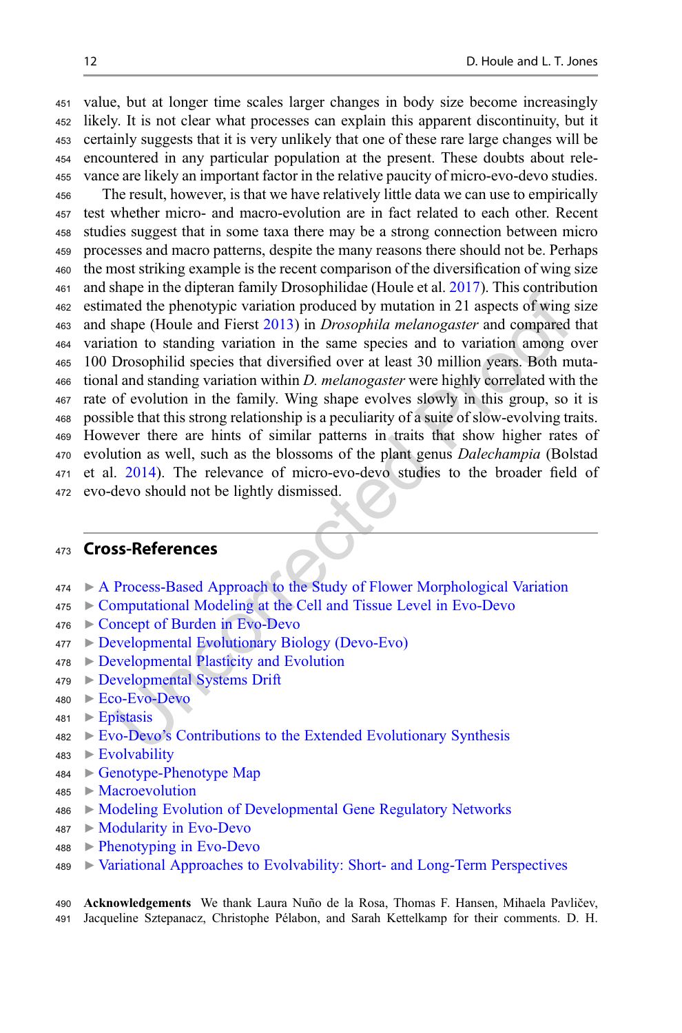value, but at longer time scales larger changes in body size become increasingly likely. It is not clear what processes can explain this apparent discontinuity, but it certainly suggests that it is very unlikely that one of these rare large changes will be encountered in any particular population at the present. These doubts about relevance are likely an important factor in the relative paucity of micro-evo-devo studies.

The result, however, is that we have relatively little data we can use to empirically test whether micro- and macro-evolution are in fact related to each other. Recent studies suggest that in some taxa there may be a strong connection between micro processes and macro patterns, despite the many reasons there should not be. Perhaps the most striking example is the recent comparison of the diversification of wing size and shape in the dipteran family Drosophilidae (Houle et al. 2017). This contribution estimated the phenotypic variation produced by mutation in 21 aspects of wing size and shape (Houle and Fierst 2013) in *Drosophila melanogaster* and compared that variation to standing variation in the same species and to variation among over 100 Drosophilid species that diversified over at least 30 million years. Both mutational and standing variation within *D. melanogaster* were highly correlated with the rate of evolution in the family. Wing shape evolves slowly in this group, so it is possible that this strong relationship is a peculiarity of a suite of slow-evolving traits. However there are hints of similar patterns in traits that show higher rates of evolution as well, such as the blossoms of the plant genus *Dalechampia* (Bolstad et al. 2014). The relevance of micro-evo-devo studies to the broader field of evo-devo should not be lightly dismissed.

## Cross-References

- ▶ A Process-Based Approach to the Study of Flower Morphological Variation
- ▶ Computational Modeling at the Cell and Tissue Level in Evo-Devo
- ▶ Concept of Burden in Evo-Devo
- ▶ Developmental Evolutionary Biology (Devo-Evo)
- ▶ Developmental Plasticity and Evolution
- ▶ Developmental Systems Drift
- ▶ Eco-Evo-Devo
- ▶ Epistasis
- ▶ Evo-Devo's Contributions to the Extended Evolutionary Synthesis
- ▶ Evolvability
- ▶ Genotype-Phenotype Map
- ▶ Macroevolution
- ▶ Modeling Evolution of Developmental Gene Regulatory Networks
- ▶ Modularity in Evo-Devo
- ▶ Phenotyping in Evo-Devo
- ▶ Variational Approaches to Evolvability: Short- and Long-Term Perspectives

**Acknowledgements** We thank Laura Nuño de la Rosa, Thomas F. Hansen, Mihaela Pavličev, Jacqueline Sztepanacz, Christophe Pélabon, and Sarah Kettelkamp for their comments. D. H.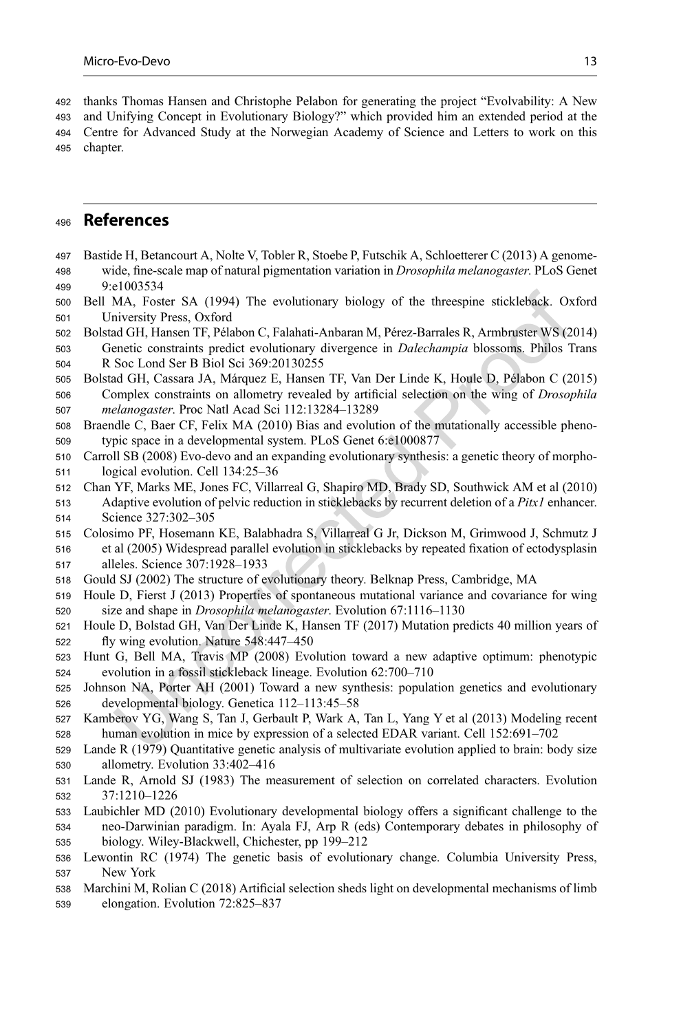thanks Thomas Hansen and Christophe Pelabon for generating the project "Evolvability: A New and Unifying Concept in Evolutionary Biology?" which provided him an extended period at the Centre for Advanced Study at the Norwegian Academy of Science and Letters to work on this chapter.

## References

Bastide H, Betancourt A, Nolte V, Tobler R, Stoebe P, Futschik A, Schloetterer C (2013) A genome-wide, fine-scale map of natural pigmentation variation in *Drosophila melanogaster*. PLoS Genet 9:e1003534

Bell MA, Foster SA (1994) The evolutionary biology of the threespine stickleback. Oxford University Press, Oxford

Bolstad GH, Hansen TF, Pélabon C, Falahati-Anbaran M, Pérez-Barrales R, Armbruster WS (2014) Genetic constraints predict evolutionary divergence in *Dalechampia* blossoms. Philos Trans R Soc Lond Ser B Biol Sci 369:20130255

Bolstad GH, Cassara JA, Márquez E, Hansen TF, Van Der Linde K, Houle D, Pélabon C (2015) Complex constraints on allometry revealed by artificial selection on the wing of *Drosophila melanogaster*. Proc Natl Acad Sci 112:13284–13289

Braendle C, Baer CF, Felix MA (2010) Bias and evolution of the mutationally accessible phenotypic space in a developmental system. PLoS Genet 6:e1000877

Carroll SB (2008) Evo-devo and an expanding evolutionary synthesis: a genetic theory of morphological evolution. Cell 134:25–36

Chan YF, Marks ME, Jones FC, Villarreal G, Shapiro MD, Brady SD, Southwick AM et al (2010) Adaptive evolution of pelvic reduction in sticklebacks by recurrent deletion of a *Pitx1* enhancer. Science 327:302–305

Colosimo PF, Hosemann KE, Balabhadra S, Villarreal G Jr, Dickson M, Grimwood J, Schmutz J et al (2005) Widespread parallel evolution in sticklebacks by repeated fixation of ectodysplasin alleles. Science 307:1928–1933

Gould SJ (2002) The structure of evolutionary theory. Belknap Press, Cambridge, MA

Houle D, Fierst J (2013) Properties of spontaneous mutational variance and covariance for wing size and shape in *Drosophila melanogaster*. Evolution 67:1116–1130

Houle D, Bolstad GH, Van Der Linde K, Hansen TF (2017) Mutation predicts 40 million years of fly wing evolution. Nature 548:447–450

Hunt G, Bell MA, Travis MP (2008) Evolution toward a new adaptive optimum: phenotypic evolution in a fossil stickleback lineage. Evolution 62:700–710

Johnson NA, Porter AH (2001) Toward a new synthesis: population genetics and evolutionary developmental biology. Genetica 112–113:45–58

Kamberov YG, Wang S, Tan J, Gerbault P, Wark A, Tan L, Yang Y et al (2013) Modeling recent human evolution in mice by expression of a selected EDAR variant. Cell 152:691–702

Lande R (1979) Quantitative genetic analysis of multivariate evolution applied to brain: body size allometry. Evolution 33:402–416

Lande R, Arnold SJ (1983) The measurement of selection on correlated characters. Evolution 37:1210–1226

Laubichler MD (2010) Evolutionary developmental biology offers a significant challenge to the neo-Darwinian paradigm. In: Ayala FJ, Arp R (eds) Contemporary debates in philosophy of biology. Wiley-Blackwell, Chichester, pp 199–212

Lewontin RC (1974) The genetic basis of evolutionary change. Columbia University Press, New York

Marchini M, Rolian C (2018) Artificial selection sheds light on developmental mechanisms of limb elongation. Evolution 72:825–837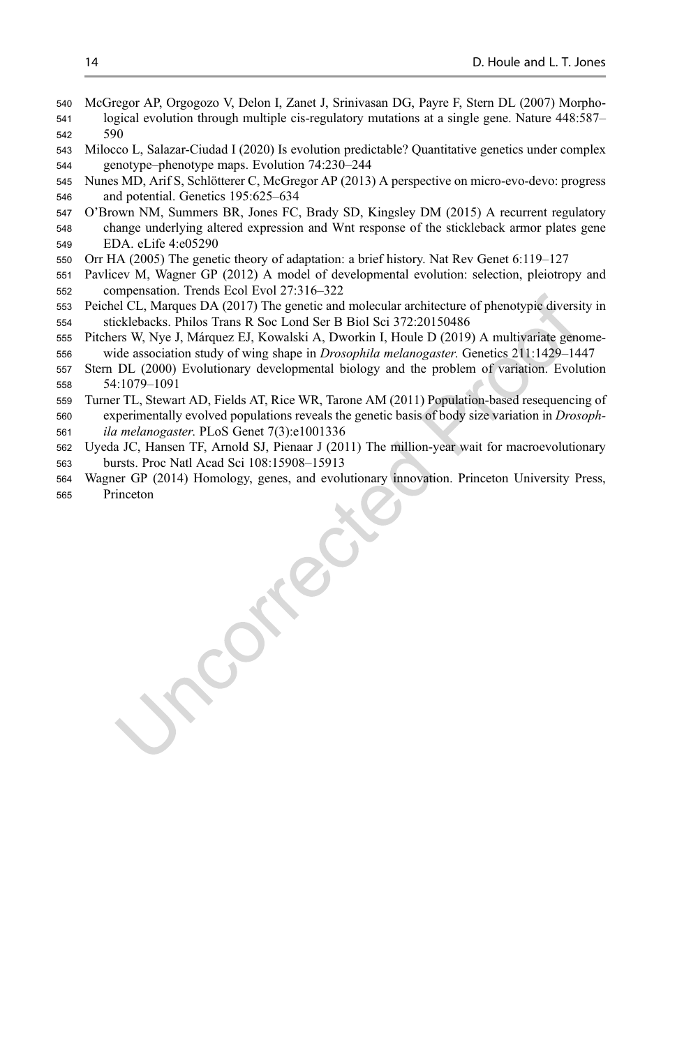McGregor AP, Orgogozo V, Delon I, Zanet J, Srinivasan DG, Payre F, Stern DL (2007) Morphological evolution through multiple cis-regulatory mutations at a single gene. Nature 448:587–590

Milocco L, Salazar-Ciudad I (2020) Is evolution predictable? Quantitative genetics under complex genotype–phenotype maps. Evolution 74:230–244

Nunes MD, Arif S, Schlötterer C, McGregor AP (2013) A perspective on micro-evo-devo: progress and potential. Genetics 195:625–634

O'Brown NM, Summers BR, Jones FC, Brady SD, Kingsley DM (2015) A recurrent regulatory change underlying altered expression and Wnt response of the stickleback armor plates gene EDA. eLife 4:e05290

Orr HA (2005) The genetic theory of adaptation: a brief history. Nat Rev Genet 6:119–127

Pavlicev M, Wagner GP (2012) A model of developmental evolution: selection, pleiotropy and compensation. Trends Ecol Evol 27:316–322

Peichel CL, Marques DA (2017) The genetic and molecular architecture of phenotypic diversity in sticklebacks. Philos Trans R Soc Lond Ser B Biol Sci 372:20150486

Pitchers W, Nye J, Márquez EJ, Kowalski A, Dworkin I, Houle D (2019) A multivariate genome-wide association study of wing shape in *Drosophila melanogaster*. Genetics 211:1429–1447

Stern DL (2000) Evolutionary developmental biology and the problem of variation. Evolution 54:1079–1091

Turner TL, Stewart AD, Fields AT, Rice WR, Tarone AM (2011) Population-based resequencing of experimentally evolved populations reveals the genetic basis of body size variation in *Drosophila melanogaster*. PLoS Genet 7(3):e1001336

Uyeda JC, Hansen TF, Arnold SJ, Pienaar J (2011) The million-year wait for macroevolutionary bursts. Proc Natl Acad Sci 108:15908–15913

Wagner GP (2014) Homology, genes, and evolutionary innovation. Princeton University Press, Princeton